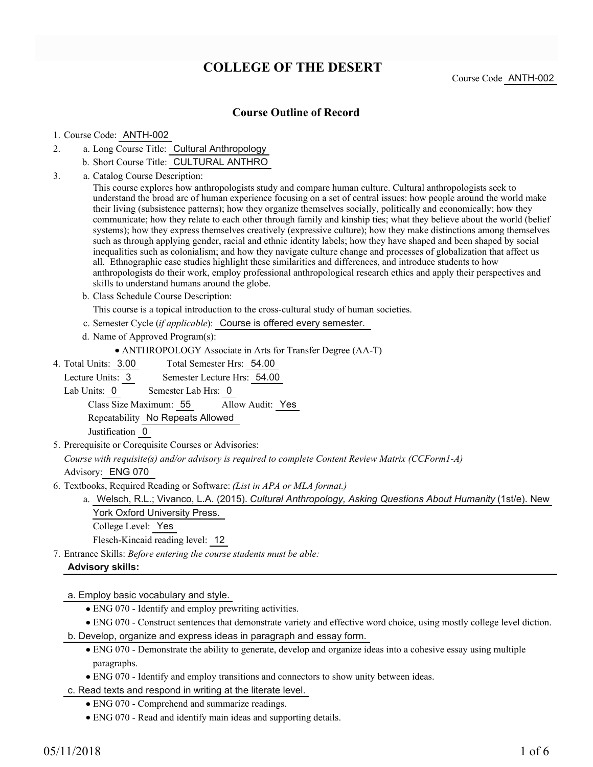# COLLEGE OF THE DESERT

Course Code ANTH-002

## Course Outline of Record

1. Course Code: ANTH-002
2. a. Long Course Title: Cultural Anthropology
   b. Short Course Title: CULTURAL ANTHRO
3. a. Catalog Course Description:

   This course explores how anthropologists study and compare human culture. Cultural anthropologists seek to understand the broad arc of human experience focusing on a set of central issues: how people around the world make their living (subsistence patterns); how they organize themselves socially, politically and economically; how they communicate; how they relate to each other through family and kinship ties; what they believe about the world (belief systems); how they express themselves creatively (expressive culture); how they make distinctions among themselves such as through applying gender, racial and ethnic identity labels; how they have shaped and been shaped by social inequalities such as colonialism; and how they navigate culture change and processes of globalization that affect us all. Ethnographic case studies highlight these similarities and differences, and introduce students to how anthropologists do their work, employ professional anthropological research ethics and apply their perspectives and skills to understand humans around the globe.

   b. Class Schedule Course Description:

   This course is a topical introduction to the cross-cultural study of human societies.

   c. Semester Cycle (*if applicable*): Course is offered every semester.

   d. Name of Approved Program(s):

   - ANTHROPOLOGY Associate in Arts for Transfer Degree (AA-T)
4. Total Units: 3.00 Total Semester Hrs: 54.00

   Lecture Units: 3 Semester Lecture Hrs: 54.00

   Lab Units: 0 Semester Lab Hrs: 0

   Class Size Maximum: 55 Allow Audit: Yes

   Repeatability No Repeats Allowed

   Justification 0
5. Prerequisite or Corequisite Courses or Advisories:

   *Course with requisite(s) and/or advisory is required to complete Content Review Matrix (CCForm1-A)*

   Advisory: ENG 070
6. Textbooks, Required Reading or Software: *(List in APA or MLA format.)*

   a. Welsch, R.L.; Vivanco, L.A. (2015). *Cultural Anthropology, Asking Questions About Humanity* (1st/e). New York Oxford University Press.

   College Level: Yes

   Flesch-Kincaid reading level: 12
7. Entrance Skills: *Before entering the course students must be able:*

   **Advisory skills:**

   a. Employ basic vocabulary and style.

   - ENG 070 - Identify and employ prewriting activities.
   - ENG 070 - Construct sentences that demonstrate variety and effective word choice, using mostly college level diction.

   b. Develop, organize and express ideas in paragraph and essay form.

   - ENG 070 - Demonstrate the ability to generate, develop and organize ideas into a cohesive essay using multiple paragraphs.
   - ENG 070 - Identify and employ transitions and connectors to show unity between ideas.

   c. Read texts and respond in writing at the literate level.

   - ENG 070 - Comprehend and summarize readings.
   - ENG 070 - Read and identify main ideas and supporting details.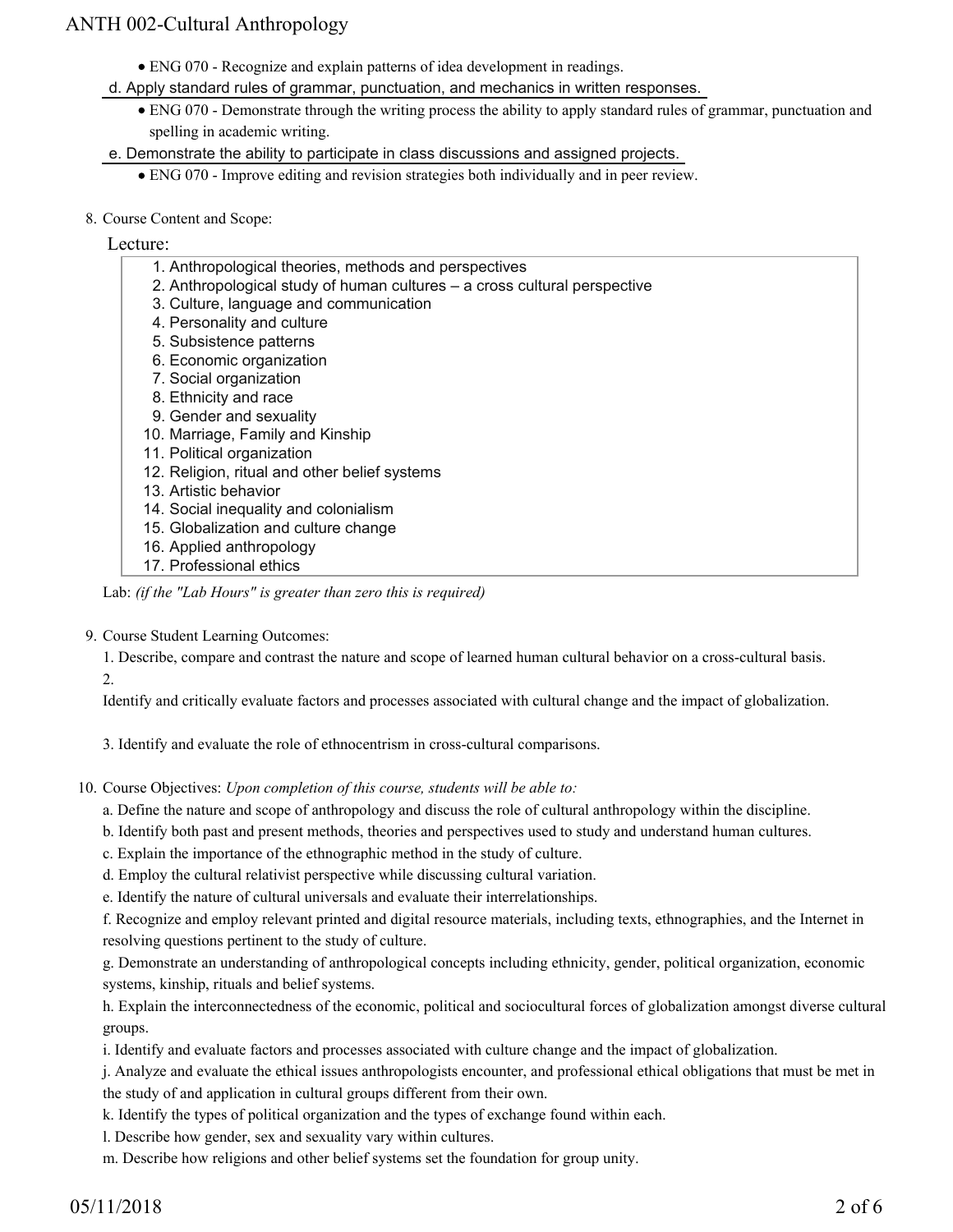- ENG 070 - Recognize and explain patterns of idea development in readings.

d. Apply standard rules of grammar, punctuation, and mechanics in written responses.

- ENG 070 - Demonstrate through the writing process the ability to apply standard rules of grammar, punctuation and spelling in academic writing.

e. Demonstrate the ability to participate in class discussions and assigned projects.

- ENG 070 - Improve editing and revision strategies both individually and in peer review.

8. Course Content and Scope:

Lecture:

1. Anthropological theories, methods and perspectives
2. Anthropological study of human cultures – a cross cultural perspective
3. Culture, language and communication
4. Personality and culture
5. Subsistence patterns
6. Economic organization
7. Social organization
8. Ethnicity and race
9. Gender and sexuality
10. Marriage, Family and Kinship
11. Political organization
12. Religion, ritual and other belief systems
13. Artistic behavior
14. Social inequality and colonialism
15. Globalization and culture change
16. Applied anthropology
17. Professional ethics

Lab: *(if the "Lab Hours" is greater than zero this is required)*

9. Course Student Learning Outcomes:

1. Describe, compare and contrast the nature and scope of learned human cultural behavior on a cross-cultural basis.

2. Identify and critically evaluate factors and processes associated with cultural change and the impact of globalization.

3. Identify and evaluate the role of ethnocentrism in cross-cultural comparisons.

10. Course Objectives: *Upon completion of this course, students will be able to:*

a. Define the nature and scope of anthropology and discuss the role of cultural anthropology within the discipline.

b. Identify both past and present methods, theories and perspectives used to study and understand human cultures.

c. Explain the importance of the ethnographic method in the study of culture.

d. Employ the cultural relativist perspective while discussing cultural variation.

e. Identify the nature of cultural universals and evaluate their interrelationships.

f. Recognize and employ relevant printed and digital resource materials, including texts, ethnographies, and the Internet in resolving questions pertinent to the study of culture.

g. Demonstrate an understanding of anthropological concepts including ethnicity, gender, political organization, economic systems, kinship, rituals and belief systems.

h. Explain the interconnectedness of the economic, political and sociocultural forces of globalization amongst diverse cultural groups.

i. Identify and evaluate factors and processes associated with culture change and the impact of globalization.

j. Analyze and evaluate the ethical issues anthropologists encounter, and professional ethical obligations that must be met in the study of and application in cultural groups different from their own.

k. Identify the types of political organization and the types of exchange found within each.

l. Describe how gender, sex and sexuality vary within cultures.

m. Describe how religions and other belief systems set the foundation for group unity.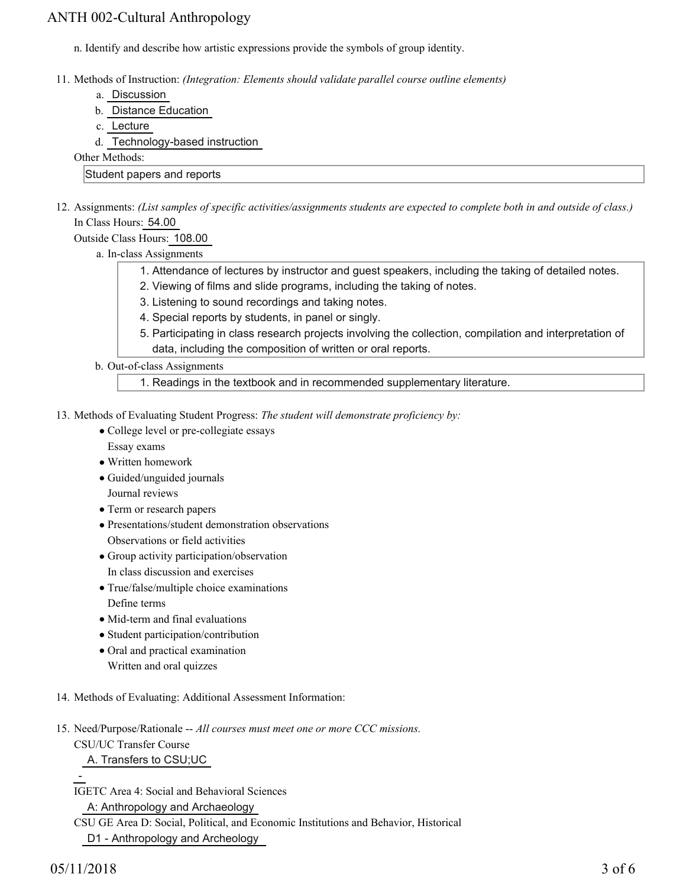n. Identify and describe how artistic expressions provide the symbols of group identity.

11. Methods of Instruction: *(Integration: Elements should validate parallel course outline elements)*
    a. Discussion
    b. Distance Education
    c. Lecture
    d. Technology-based instruction

    Other Methods:

    Student papers and reports

12. Assignments: *(List samples of specific activities/assignments students are expected to complete both in and outside of class.)*

    In Class Hours: 54.00

    Outside Class Hours: 108.00

    a. In-class Assignments
        1. Attendance of lectures by instructor and guest speakers, including the taking of detailed notes.
        2. Viewing of films and slide programs, including the taking of notes.
        3. Listening to sound recordings and taking notes.
        4. Special reports by students, in panel or singly.
        5. Participating in class research projects involving the collection, compilation and interpretation of data, including the composition of written or oral reports.

    b. Out-of-class Assignments
        1. Readings in the textbook and in recommended supplementary literature.

13. Methods of Evaluating Student Progress: *The student will demonstrate proficiency by:*
    - College level or pre-collegiate essays
      Essay exams
    - Written homework
    - Guided/unguided journals
      Journal reviews
    - Term or research papers
    - Presentations/student demonstration observations
      Observations or field activities
    - Group activity participation/observation
      In class discussion and exercises
    - True/false/multiple choice examinations
      Define terms
    - Mid-term and final evaluations
    - Student participation/contribution
    - Oral and practical examination
      Written and oral quizzes

14. Methods of Evaluating: Additional Assessment Information:

15. Need/Purpose/Rationale -- *All courses must meet one or more CCC missions.*

    CSU/UC Transfer Course

    A. Transfers to CSU;UC

    -

    IGETC Area 4: Social and Behavioral Sciences

    A: Anthropology and Archaeology

    CSU GE Area D: Social, Political, and Economic Institutions and Behavior, Historical

    D1 - Anthropology and Archeology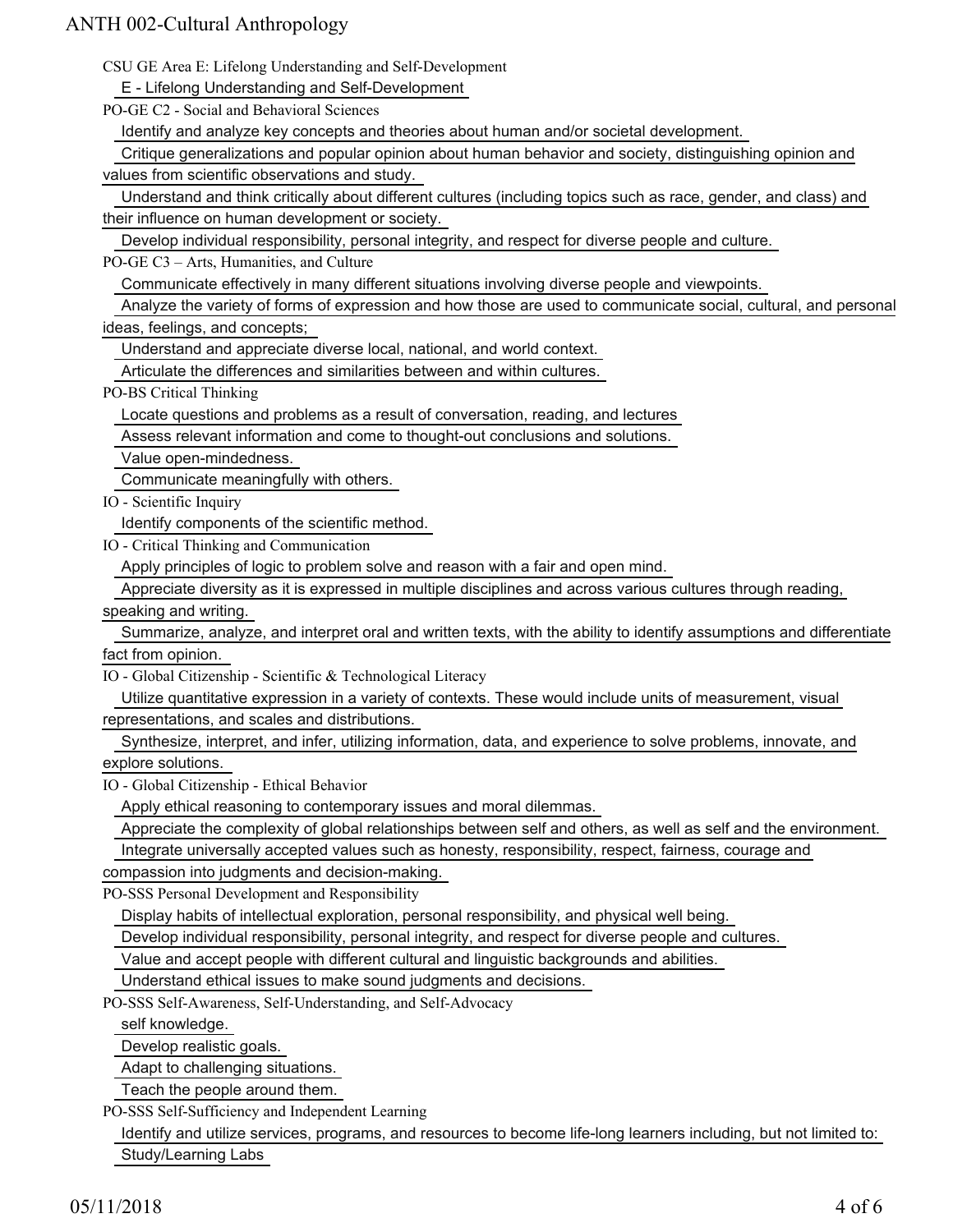CSU GE Area E: Lifelong Understanding and Self-Development

- E - Lifelong Understanding and Self-Development

PO-GE C2 - Social and Behavioral Sciences

- Identify and analyze key concepts and theories about human and/or societal development.
- Critique generalizations and popular opinion about human behavior and society, distinguishing opinion and values from scientific observations and study.
- Understand and think critically about different cultures (including topics such as race, gender, and class) and their influence on human development or society.
- Develop individual responsibility, personal integrity, and respect for diverse people and culture.

PO-GE C3 – Arts, Humanities, and Culture

- Communicate effectively in many different situations involving diverse people and viewpoints.
- Analyze the variety of forms of expression and how those are used to communicate social, cultural, and personal ideas, feelings, and concepts;
- Understand and appreciate diverse local, national, and world context.
- Articulate the differences and similarities between and within cultures.

PO-BS Critical Thinking

- Locate questions and problems as a result of conversation, reading, and lectures
- Assess relevant information and come to thought-out conclusions and solutions.
- Value open-mindedness.
- Communicate meaningfully with others.

IO - Scientific Inquiry

- Identify components of the scientific method.

IO - Critical Thinking and Communication

- Apply principles of logic to problem solve and reason with a fair and open mind.
- Appreciate diversity as it is expressed in multiple disciplines and across various cultures through reading, speaking and writing.
- Summarize, analyze, and interpret oral and written texts, with the ability to identify assumptions and differentiate fact from opinion.

IO - Global Citizenship - Scientific & Technological Literacy

- Utilize quantitative expression in a variety of contexts. These would include units of measurement, visual representations, and scales and distributions.
- Synthesize, interpret, and infer, utilizing information, data, and experience to solve problems, innovate, and explore solutions.

IO - Global Citizenship - Ethical Behavior

- Apply ethical reasoning to contemporary issues and moral dilemmas.
- Appreciate the complexity of global relationships between self and others, as well as self and the environment.
- Integrate universally accepted values such as honesty, responsibility, respect, fairness, courage and compassion into judgments and decision-making.

PO-SSS Personal Development and Responsibility

- Display habits of intellectual exploration, personal responsibility, and physical well being.
- Develop individual responsibility, personal integrity, and respect for diverse people and cultures.
- Value and accept people with different cultural and linguistic backgrounds and abilities.
- Understand ethical issues to make sound judgments and decisions.

PO-SSS Self-Awareness, Self-Understanding, and Self-Advocacy

- self knowledge.
- Develop realistic goals.
- Adapt to challenging situations.
- Teach the people around them.

PO-SSS Self-Sufficiency and Independent Learning

- Identify and utilize services, programs, and resources to become life-long learners including, but not limited to:
- Study/Learning Labs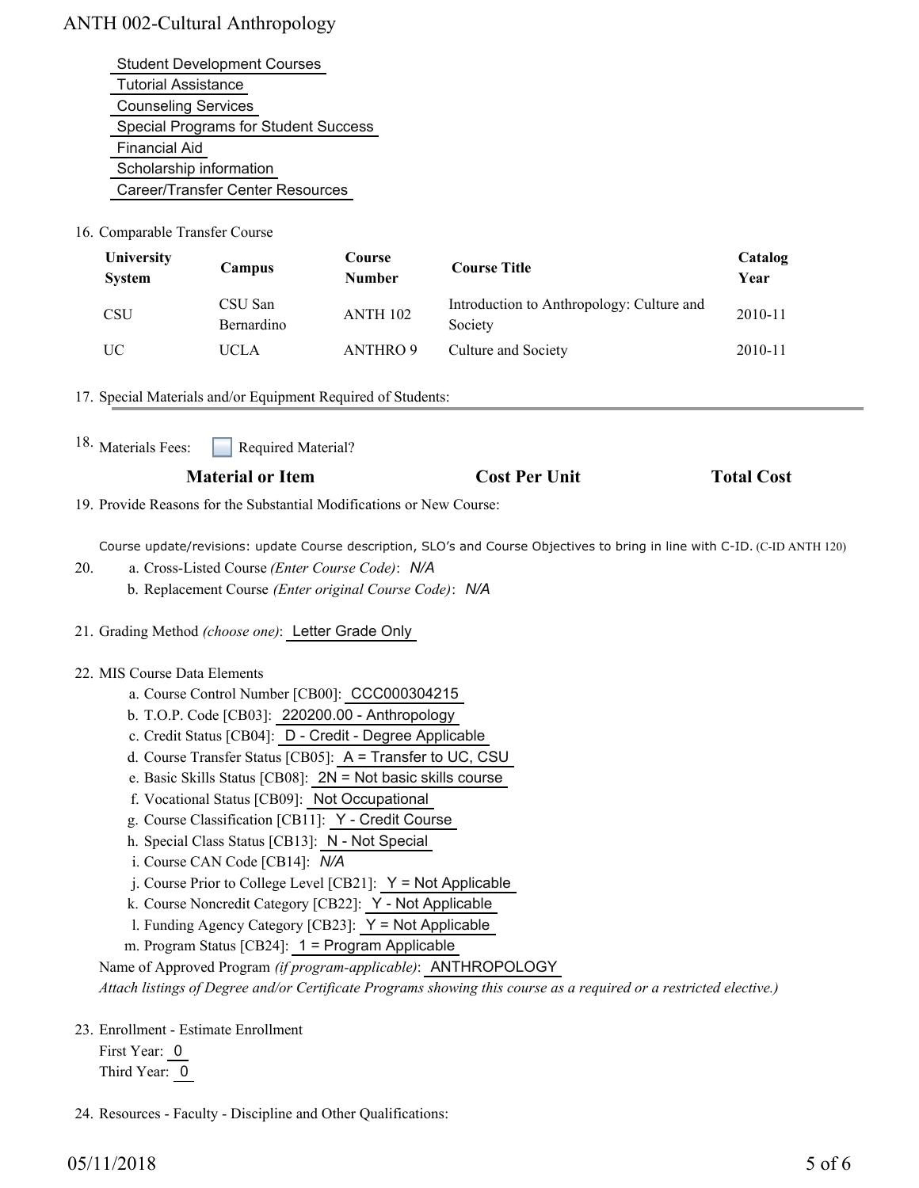Student Development Courses
Tutorial Assistance
Counseling Services
Special Programs for Student Success
Financial Aid
Scholarship information
Career/Transfer Center Resources

16. Comparable Transfer Course

| University System | Campus | Course Number | Course Title | Catalog Year |
|---|---|---|---|---|
| CSU | CSU San Bernardino | ANTH 102 | Introduction to Anthropology: Culture and Society | 2010-11 |
| UC | UCLA | ANTHRO 9 | Culture and Society | 2010-11 |

17. Special Materials and/or Equipment Required of Students:

18. Materials Fees: ☐ Required Material?

| Material or Item | Cost Per Unit | Total Cost |
|---|---|---|

19. Provide Reasons for the Substantial Modifications or New Course:

Course update/revisions: update Course description, SLO's and Course Objectives to bring in line with C-ID. (C-ID ANTH 120)

20.
   a. Cross-Listed Course *(Enter Course Code)*: *N/A*
   b. Replacement Course *(Enter original Course Code)*: *N/A*

21. Grading Method *(choose one)*: Letter Grade Only

22. MIS Course Data Elements
   a. Course Control Number [CB00]: CCC000304215
   b. T.O.P. Code [CB03]: 220200.00 - Anthropology
   c. Credit Status [CB04]: D - Credit - Degree Applicable
   d. Course Transfer Status [CB05]: A = Transfer to UC, CSU
   e. Basic Skills Status [CB08]: 2N = Not basic skills course
   f. Vocational Status [CB09]: Not Occupational
   g. Course Classification [CB11]: Y - Credit Course
   h. Special Class Status [CB13]: N - Not Special
   i. Course CAN Code [CB14]: *N/A*
   j. Course Prior to College Level [CB21]: Y = Not Applicable
   k. Course Noncredit Category [CB22]: Y - Not Applicable
   l. Funding Agency Category [CB23]: Y = Not Applicable
   m. Program Status [CB24]: 1 = Program Applicable

   Name of Approved Program *(if program-applicable)*: ANTHROPOLOGY
   *Attach listings of Degree and/or Certificate Programs showing this course as a required or a restricted elective.)*

23. Enrollment - Estimate Enrollment
   First Year: 0
   Third Year: 0

24. Resources - Faculty - Discipline and Other Qualifications: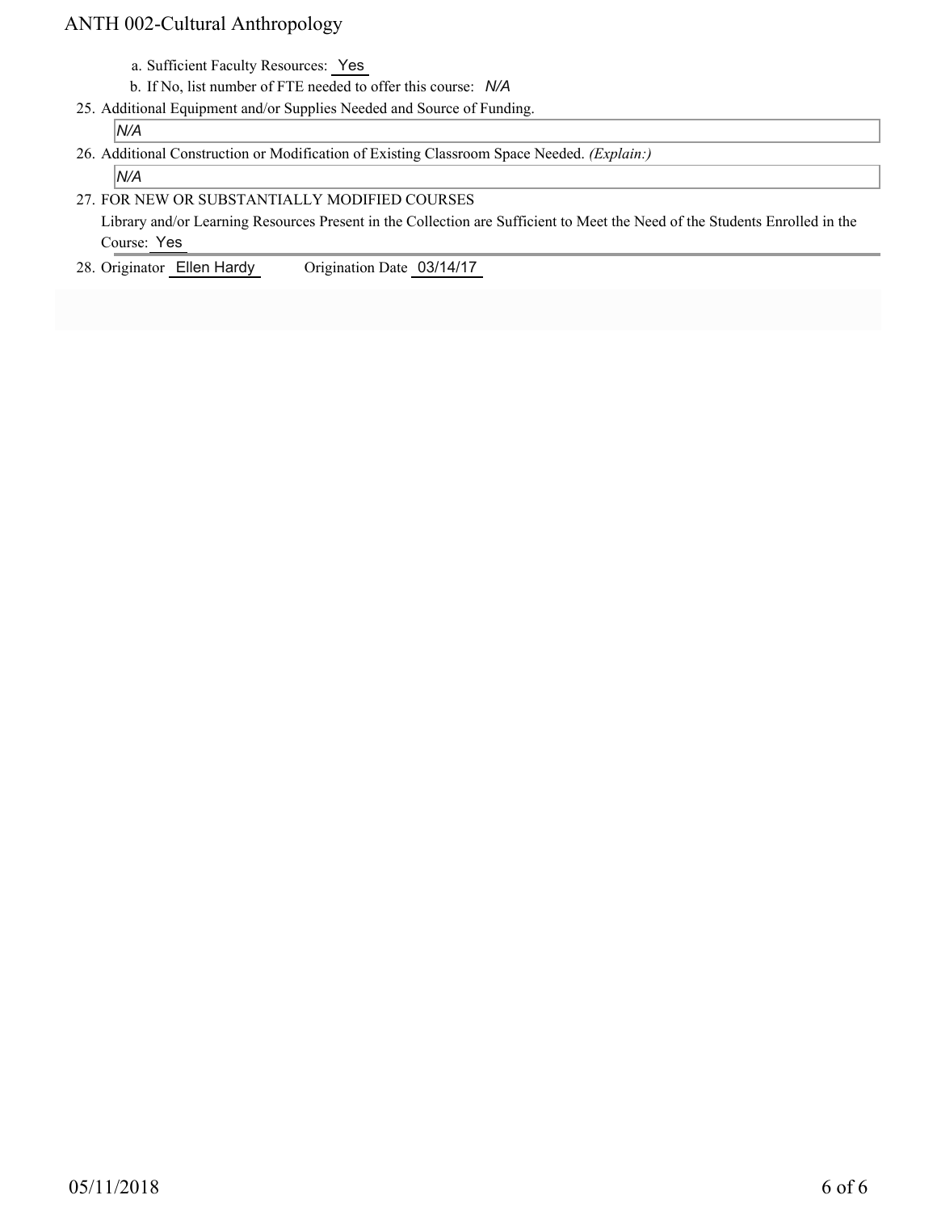a. Sufficient Faculty Resources: Yes

b. If No, list number of FTE needed to offer this course: *N/A*

25. Additional Equipment and/or Supplies Needed and Source of Funding.

    *N/A*

26. Additional Construction or Modification of Existing Classroom Space Needed. *(Explain:)*

    *N/A*

27. FOR NEW OR SUBSTANTIALLY MODIFIED COURSES

    Library and/or Learning Resources Present in the Collection are Sufficient to Meet the Need of the Students Enrolled in the Course: Yes

28. Originator Ellen Hardy Origination Date 03/14/17